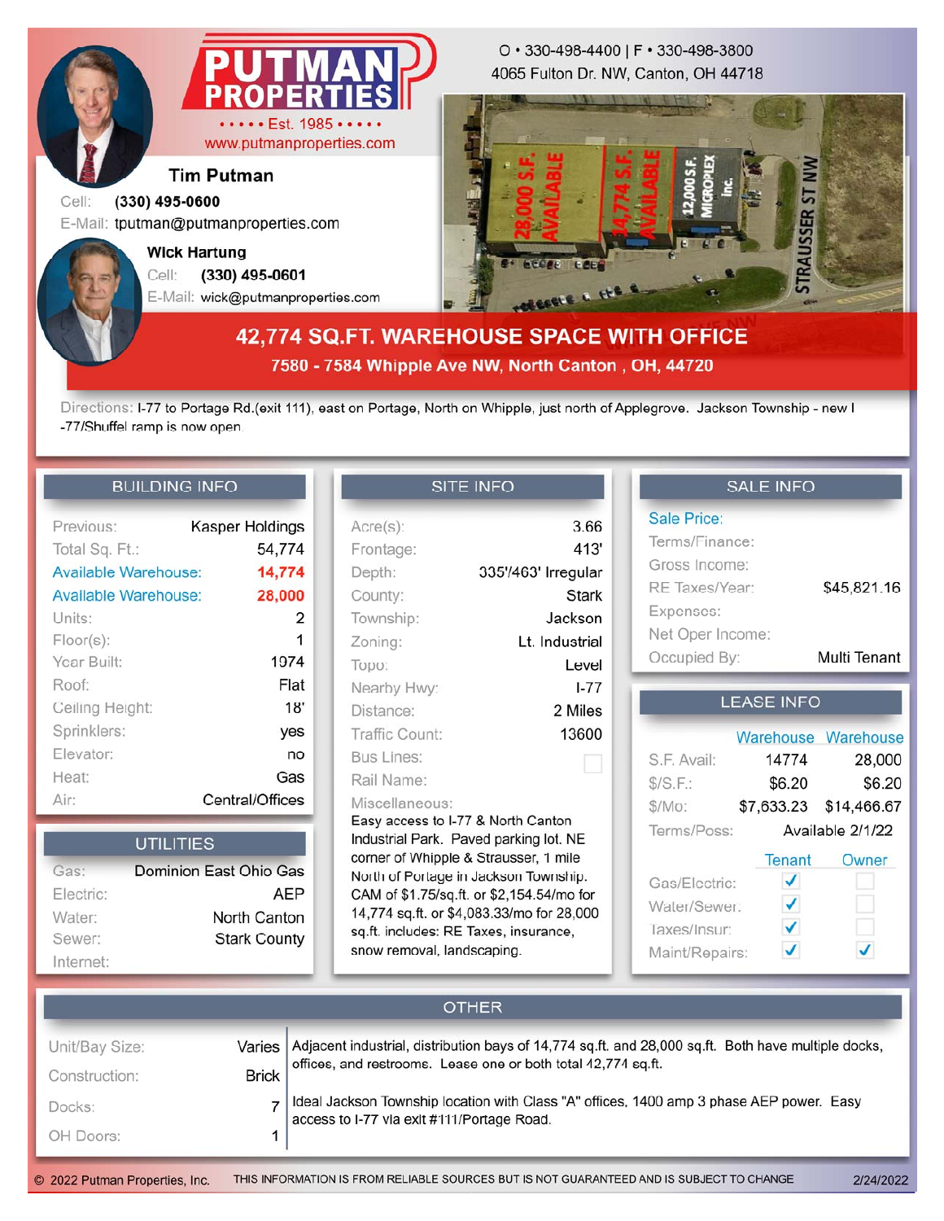# PUTMAN PROPERTIES

• • • • • Est. 1985 • • • • •

www.putmanproperties.com

O • 330-498-4400 | F • 330-498-3800
4065 Fulton Dr. NW, Canton, OH 44718

**Tim Putman**
Cell: **(330) 495-0600**
E-Mail: tputman@putmanproperties.com

**Wick Hartung**
Cell: **(330) 495-0601**
E-Mail: wick@putmanproperties.com

## 42,774 SQ.FT. WAREHOUSE SPACE WITH OFFICE

### 7580 - 7584 Whipple Ave NW, North Canton , OH, 44720

Directions: I-77 to Portage Rd.(exit 111), east on Portage, North on Whipple, just north of Applegrove. Jackson Township - new I -77/Shuffel ramp is now open.

### BUILDING INFO

| | |
|---|---|
| Previous: | Kasper Holdings |
| Total Sq. Ft.: | 54,774 |
| Available Warehouse: | 14,774 |
| Available Warehouse: | 28,000 |
| Units: | 2 |
| Floor(s): | 1 |
| Year Built: | 1974 |
| Roof: | Flat |
| Ceiling Height: | 18' |
| Sprinklers: | yes |
| Elevator: | no |
| Heat: | Gas |
| Air: | Central/Offices |

### UTILITIES

| | |
|---|---|
| Gas: | Dominion East Ohio Gas |
| Electric: | AEP |
| Water: | North Canton |
| Sewer: | Stark County |
| Internet: | |

### SITE INFO

| | |
|---|---|
| Acre(s): | 3.66 |
| Frontage: | 413' |
| Depth: | 335'/463' Irregular |
| County: | Stark |
| Township: | Jackson |
| Zoning: | Lt. Industrial |
| Topo: | Level |
| Nearby Hwy: | I-77 |
| Distance: | 2 Miles |
| Traffic Count: | 13600 |
| Bus Lines: | ☐ |
| Rail Name: | |

Miscellaneous:
Easy access to I-77 & North Canton Industrial Park. Paved parking lot. NE corner of Whipple & Strausser, 1 mile North of Portage in Jackson Township. CAM of $1.75/sq.ft. or $2,154.54/mo for 14,774 sq.ft. or $4,083.33/mo for 28,000 sq.ft. includes: RE Taxes, insurance, snow removal, landscaping.

### SALE INFO

| | |
|---|---|
| Sale Price: | |
| Terms/Finance: | |
| Gross Income: | |
| RE Taxes/Year: | $45,821.16 |
| Expenses: | |
| Net Oper Income: | |
| Occupied By: | Multi Tenant |

### LEASE INFO

| | Warehouse | Warehouse |
|---|---|---|
| S.F. Avail: | 14774 | 28,000 |
| $/S.F.: | $6.20 | $6.20 |
| $/Mo: | $7,633.23 | $14,466.67 |
| Terms/Poss: | Available 2/1/22 | |

| | Tenant | Owner |
|---|---|---|
| Gas/Electric: | ✓ | ☐ |
| Water/Sewer: | ✓ | ☐ |
| Taxes/Insur: | ✓ | ☐ |
| Maint/Repairs: | ✓ | ✓ |

### OTHER

| | |
|---|---|
| Unit/Bay Size: | Varies |
| Construction: | Brick |
| Docks: | 7 |
| OH Doors: | 1 |

Adjacent industrial, distribution bays of 14,774 sq.ft. and 28,000 sq.ft. Both have multiple docks, offices, and restrooms. Lease one or both total 42,774 sq.ft.

Ideal Jackson Township location with Class "A" offices, 1400 amp 3 phase AEP power. Easy access to I-77 via exit #111/Portage Road.

© 2022 Putman Properties, Inc. THIS INFORMATION IS FROM RELIABLE SOURCES BUT IS NOT GUARANTEED AND IS SUBJECT TO CHANGE 2/24/2022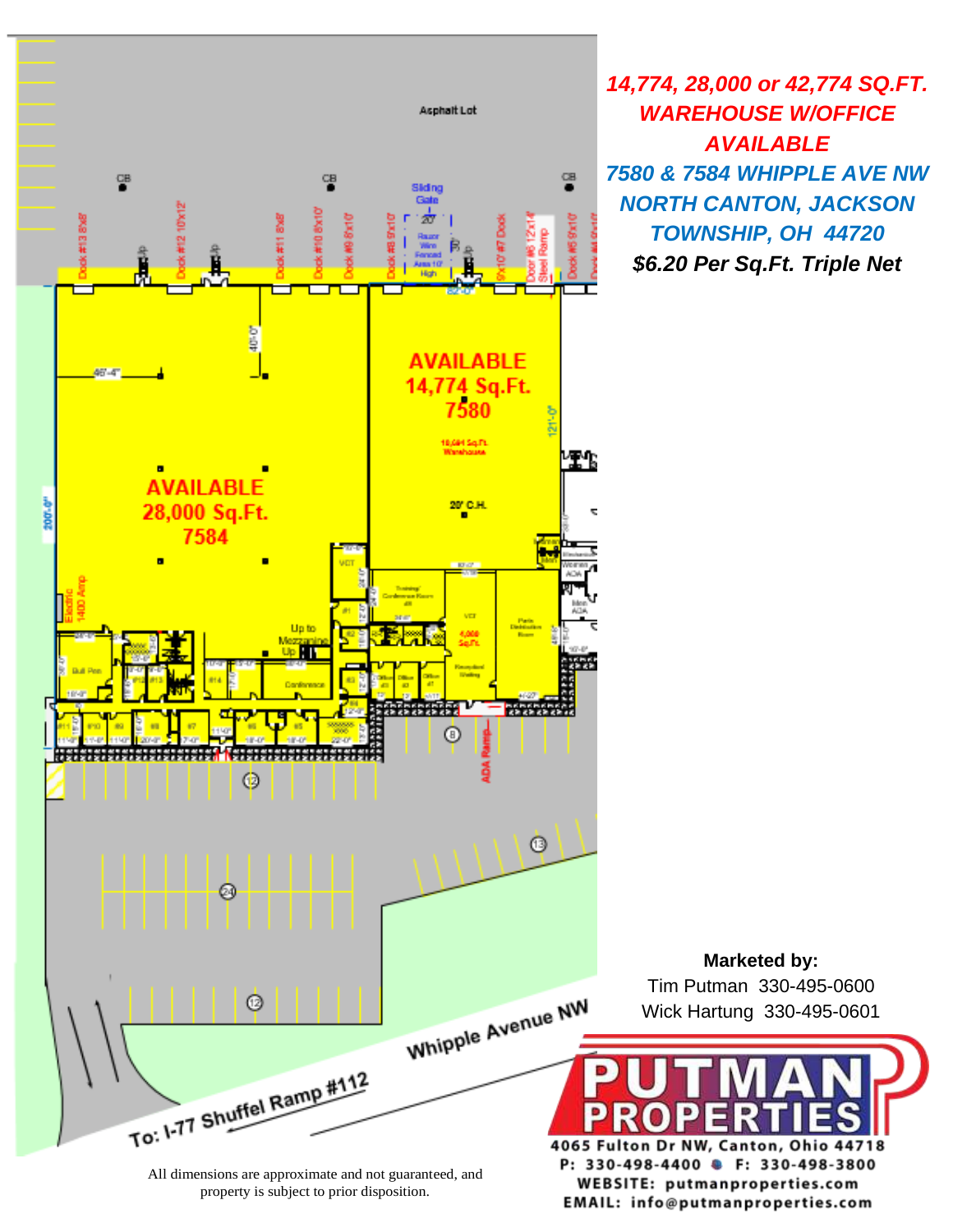## *14,774, 28,000 or 42,774 SQ.FT. WAREHOUSE W/OFFICE AVAILABLE*

## *7580 & 7584 WHIPPLE AVE NW NORTH CANTON, JACKSON TOWNSHIP, OH 44720*

***$6.20 Per Sq.Ft. Triple Net***

Asphalt Lot

Dock #13 8x8' | Dock #12 10'x12' | Dock #11 8x8' | Dock #10 8x10' | Dock #9 8x10' | Dock #8 9x10' | 9x10' #7 Dock | Door #6 12x14' Steel Ramp | Dock #5 9x10' | Dock #4 9x10'

Sliding Gate

Razor Wire Fenced Area 10' High

AVAILABLE
28,000 Sq.Ft.
7584

AVAILABLE
14,774 Sq.Ft.
7580

10,684 Sq.Ft. Warehouse

20' C.H.

4,088 Sq.Ft.

200'-0"

121'-0"

82'-0"

Electric 1400 Amp

Up to Mezzanine

Bull Pen

Conference

Training/ Conference Room

Parts Distribution Room

ADA Ramp

Whipple Avenue NW

To: I-77 Shuffel Ramp #112

All dimensions are approximate and not guaranteed, and property is subject to prior disposition.

**Marketed by:**

Tim Putman 330-495-0600

Wick Hartung 330-495-0601

**PUTMAN PROPERTIES**

**4065 Fulton Dr NW, Canton, Ohio 44718**

**P: 330-498-4400 F: 330-498-3800**

**WEBSITE: putmanproperties.com**

**EMAIL: info@putmanproperties.com**